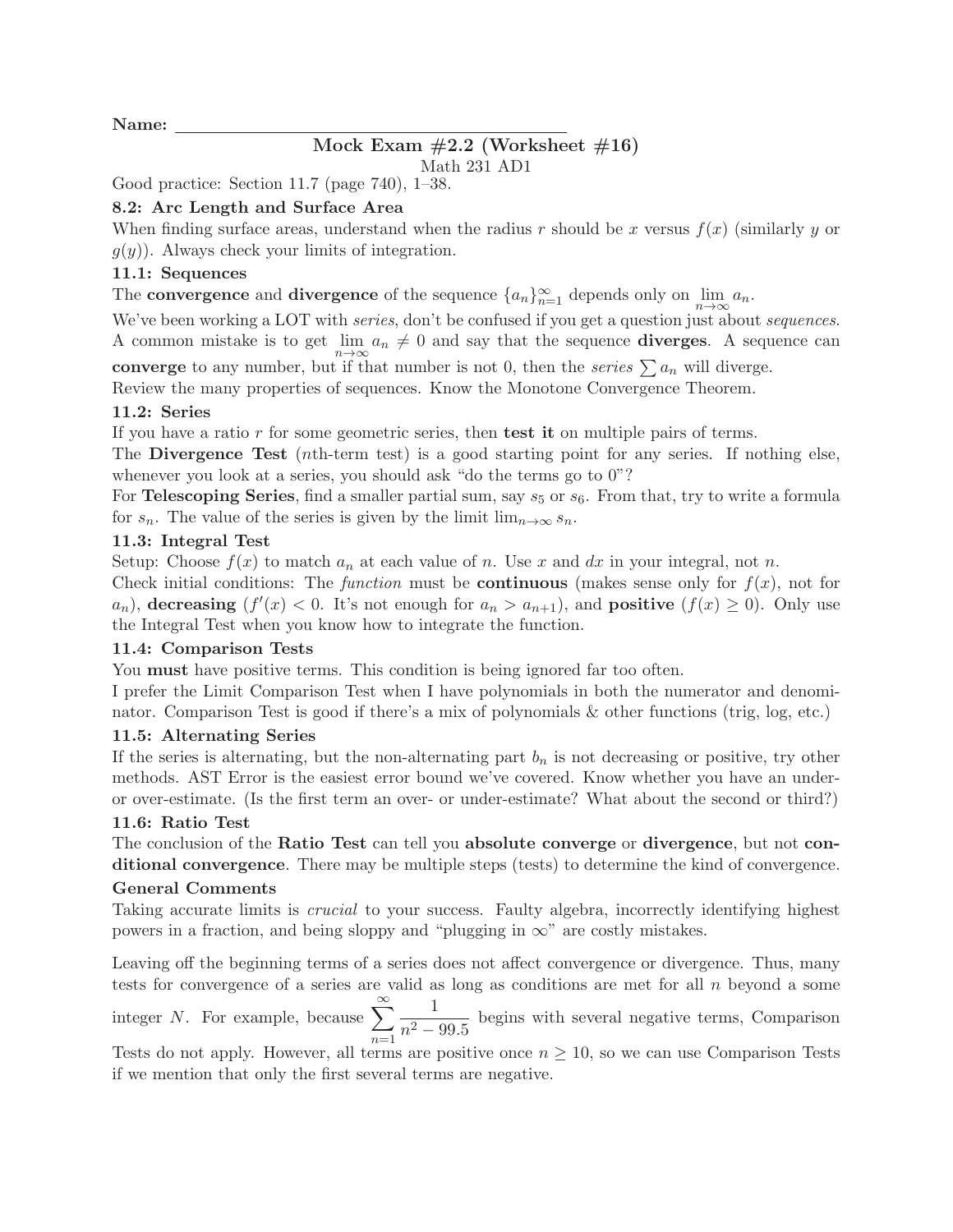**Name:** \_\_\_\_\_\_\_\_\_\_\_\_\_\_\_\_\_\_\_\_\_\_\_\_\_\_\_\_\_\_\_\_\_\_\_\_

## Mock Exam #2.2 (Worksheet #16)

Math 231 AD1

Good practice: Section 11.7 (page 740), 1–38.

### 8.2: Arc Length and Surface Area

When finding surface areas, understand when the radius $r$ should be $x$ versus $f(x)$ (similarly $y$ or $g(y)$). Always check your limits of integration.

### 11.1: Sequences

The **convergence** and **divergence** of the sequence $\{a_n\}_{n=1}^{\infty}$ depends only on $\lim_{n\to\infty} a_n$.

We've been working a LOT with *series*, don't be confused if you get a question just about *sequences*. A common mistake is to get $\lim_{n\to\infty} a_n \neq 0$ and say that the sequence **diverges**. A sequence can **converge** to any number, but if that number is not 0, then the *series* $\sum a_n$ will diverge.

Review the many properties of sequences. Know the Monotone Convergence Theorem.

### 11.2: Series

If you have a ratio $r$ for some geometric series, then **test it** on multiple pairs of terms.

The **Divergence Test** ($n$th-term test) is a good starting point for any series. If nothing else, whenever you look at a series, you should ask "do the terms go to 0"?

For **Telescoping Series**, find a smaller partial sum, say $s_5$ or $s_6$. From that, try to write a formula for $s_n$. The value of the series is given by the limit $\lim_{n\to\infty} s_n$.

### 11.3: Integral Test

Setup: Choose $f(x)$ to match $a_n$ at each value of $n$. Use $x$ and $dx$ in your integral, not $n$.

Check initial conditions: The *function* must be **continuous** (makes sense only for $f(x)$, not for $a_n$), **decreasing** ($f'(x) < 0$. It's not enough for $a_n > a_{n+1}$), and **positive** ($f(x) \geq 0$). Only use the Integral Test when you know how to integrate the function.

### 11.4: Comparison Tests

You **must** have positive terms. This condition is being ignored far too often.

I prefer the Limit Comparison Test when I have polynomials in both the numerator and denominator. Comparison Test is good if there's a mix of polynomials & other functions (trig, log, etc.)

### 11.5: Alternating Series

If the series is alternating, but the non-alternating part $b_n$ is not decreasing or positive, try other methods. AST Error is the easiest error bound we've covered. Know whether you have an under- or over-estimate. (Is the first term an over- or under-estimate? What about the second or third?)

### 11.6: Ratio Test

The conclusion of the **Ratio Test** can tell you **absolute converge** or **divergence**, but not **conditional convergence**. There may be multiple steps (tests) to determine the kind of convergence.

### General Comments

Taking accurate limits is *crucial* to your success. Faulty algebra, incorrectly identifying highest powers in a fraction, and being sloppy and "plugging in $\infty$" are costly mistakes.

Leaving off the beginning terms of a series does not affect convergence or divergence. Thus, many tests for convergence of a series are valid as long as conditions are met for all $n$ beyond a some integer $N$. For example, because $\displaystyle\sum_{n=1}^{\infty} \frac{1}{n^2 - 99.5}$ begins with several negative terms, Comparison Tests do not apply. However, all terms are positive once $n \geq 10$, so we can use Comparison Tests if we mention that only the first several terms are negative.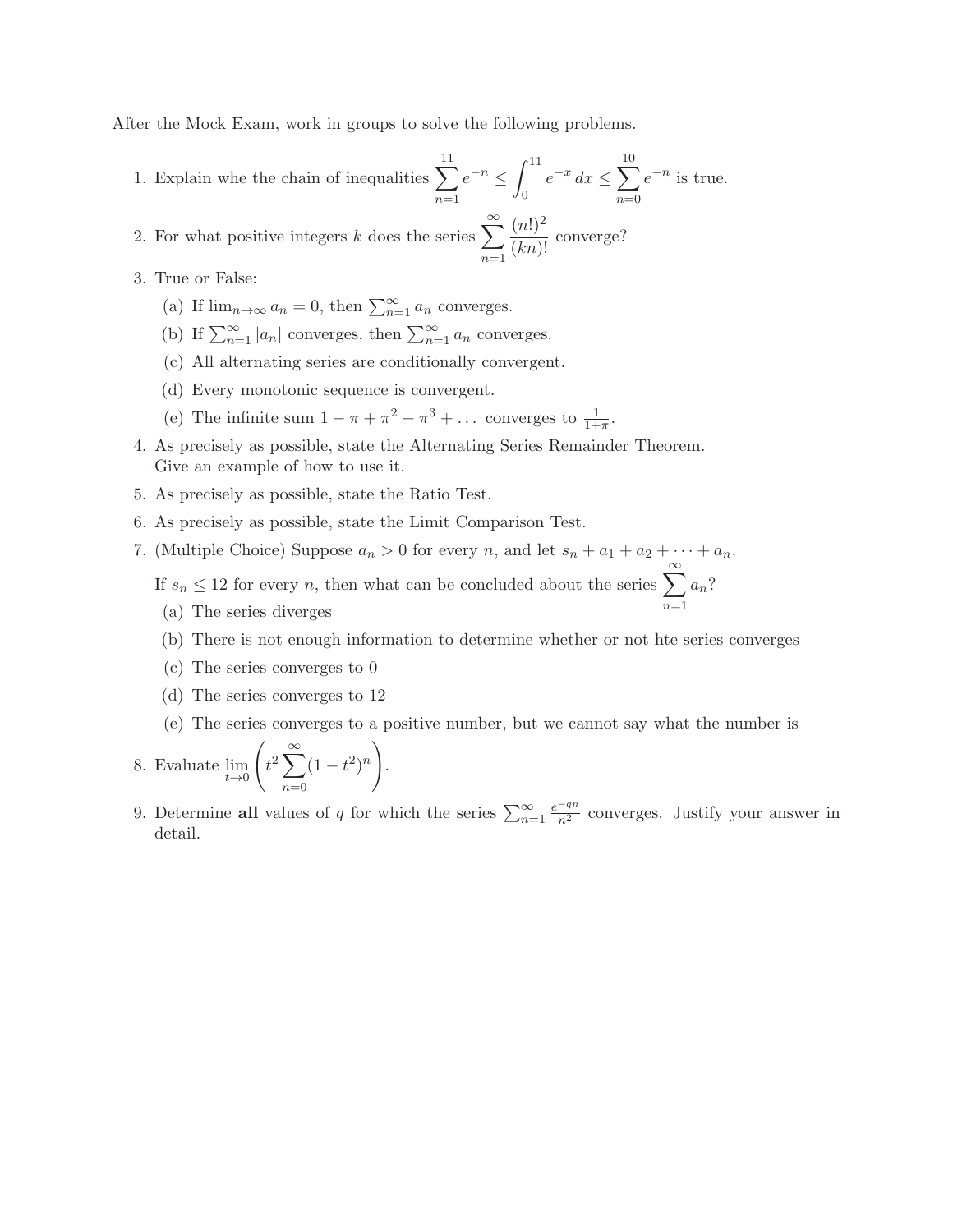After the Mock Exam, work in groups to solve the following problems.

1. Explain whe the chain of inequalities $\sum_{n=1}^{11} e^{-n} \leq \int_0^{11} e^{-x}\,dx \leq \sum_{n=0}^{10} e^{-n}$ is true.

2. For what positive integers $k$ does the series $\sum_{n=1}^{\infty} \frac{(n!)^2}{(kn)!}$ converge?

3. True or False:

   (a) If $\lim_{n\to\infty} a_n = 0$, then $\sum_{n=1}^{\infty} a_n$ converges.

   (b) If $\sum_{n=1}^{\infty} |a_n|$ converges, then $\sum_{n=1}^{\infty} a_n$ converges.

   (c) All alternating series are conditionally convergent.

   (d) Every monotonic sequence is convergent.

   (e) The infinite sum $1 - \pi + \pi^2 - \pi^3 + \ldots$ converges to $\frac{1}{1+\pi}$.

4. As precisely as possible, state the Alternating Series Remainder Theorem. Give an example of how to use it.

5. As precisely as possible, state the Ratio Test.

6. As precisely as possible, state the Limit Comparison Test.

7. (Multiple Choice) Suppose $a_n > 0$ for every $n$, and let $s_n + a_1 + a_2 + \cdots + a_n$.

   If $s_n \leq 12$ for every $n$, then what can be concluded about the series $\sum_{n=1}^{\infty} a_n$?

   (a) The series diverges

   (b) There is not enough information to determine whether or not hte series converges

   (c) The series converges to 0

   (d) The series converges to 12

   (e) The series converges to a positive number, but we cannot say what the number is

8. Evaluate $\lim_{t\to 0} \left( t^2 \sum_{n=0}^{\infty} (1-t^2)^n \right)$.

9. Determine **all** values of $q$ for which the series $\sum_{n=1}^{\infty} \frac{e^{-qn}}{n^2}$ converges. Justify your answer in detail.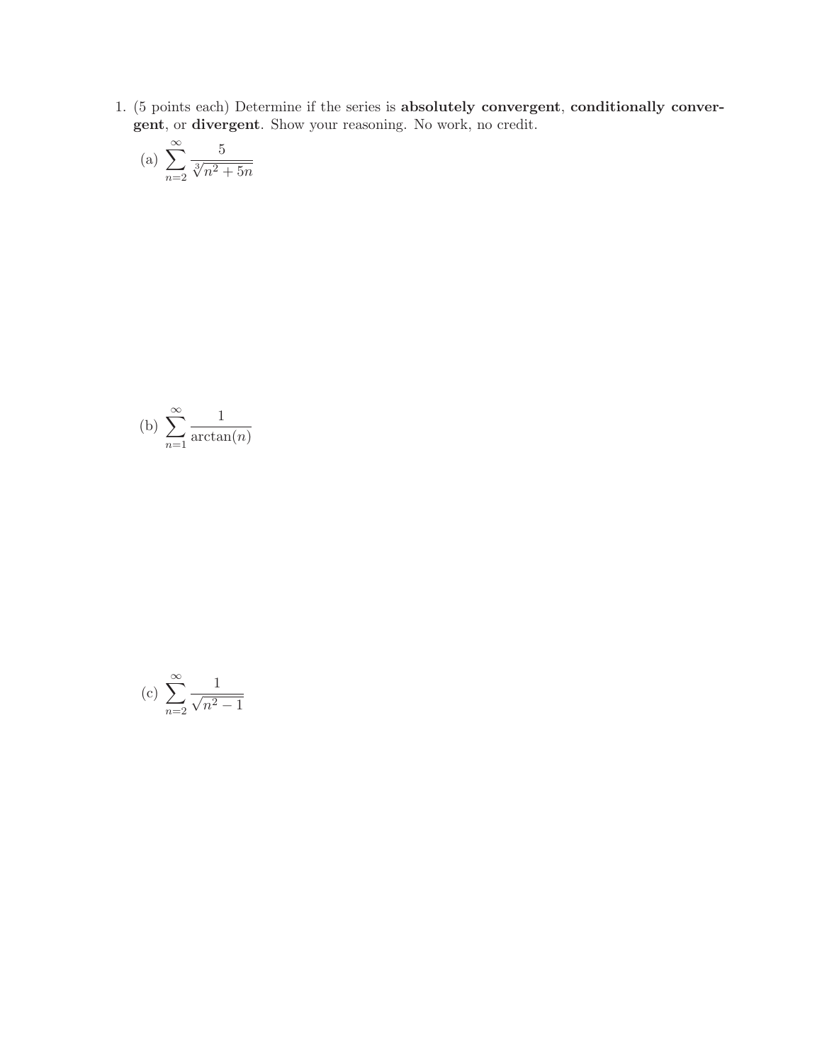1. (5 points each) Determine if the series is **absolutely convergent**, **conditionally convergent**, or **divergent**. Show your reasoning. No work, no credit.

   (a) $\displaystyle\sum_{n=2}^{\infty} \frac{5}{\sqrt[3]{n^2+5n}}$

   (b) $\displaystyle\sum_{n=1}^{\infty} \frac{1}{\arctan(n)}$

   (c) $\displaystyle\sum_{n=2}^{\infty} \frac{1}{\sqrt{n^2-1}}$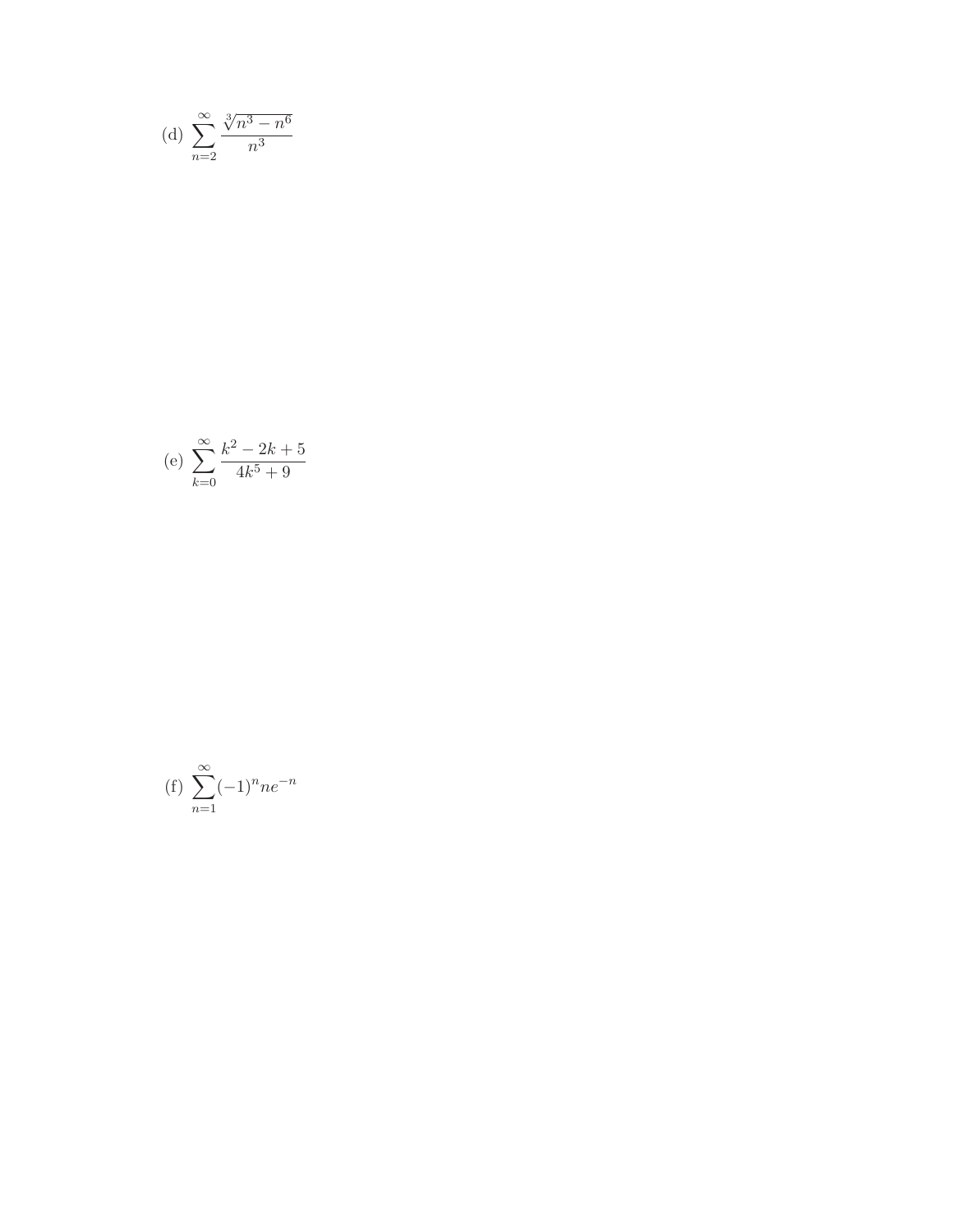(d) $\displaystyle\sum_{n=2}^{\infty} \frac{\sqrt[3]{n^3 - n^6}}{n^3}$

(e) $\displaystyle\sum_{k=0}^{\infty} \frac{k^2 - 2k + 5}{4k^5 + 9}$

(f) $\displaystyle\sum_{n=1}^{\infty} (-1)^n n e^{-n}$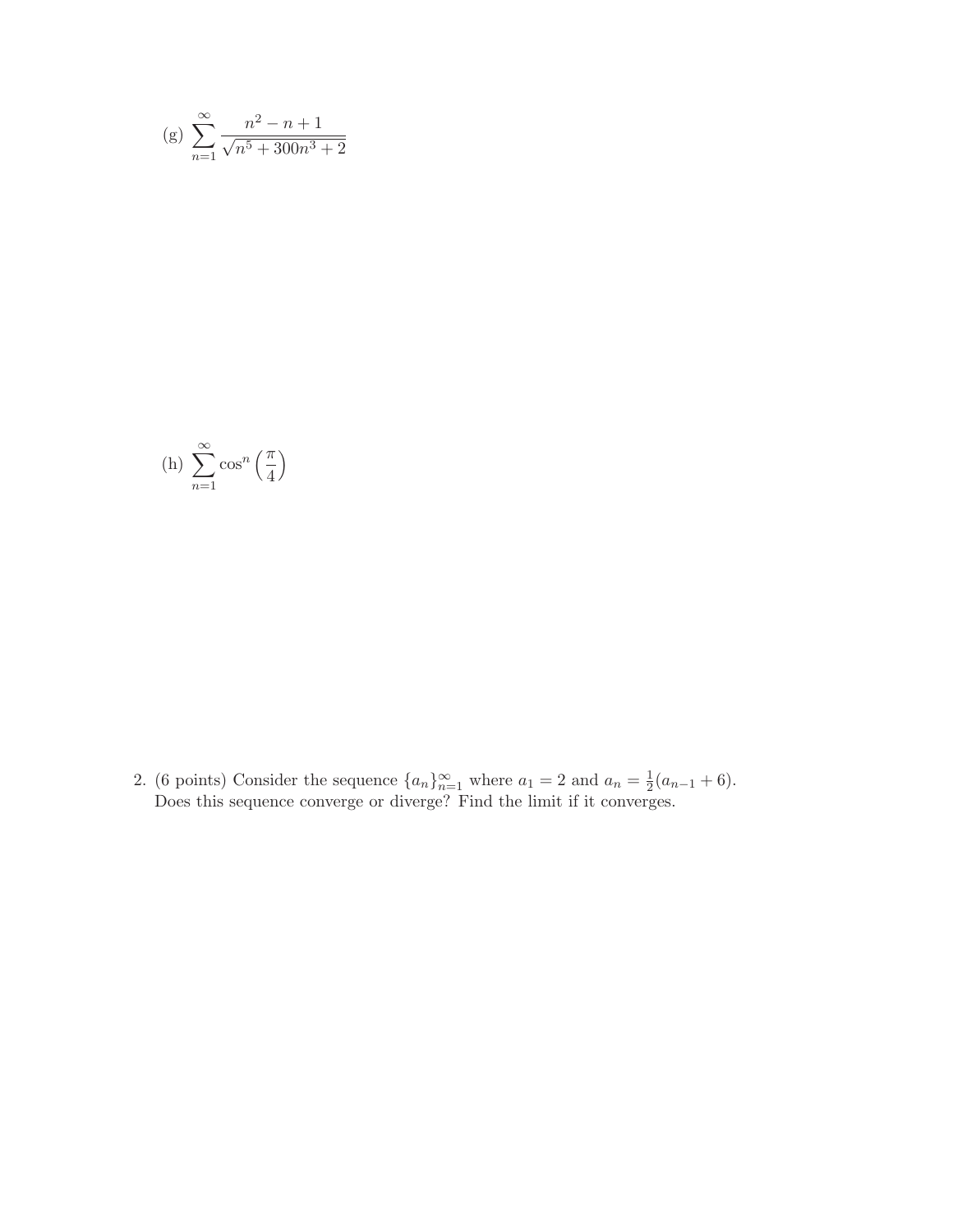(g) $\displaystyle\sum_{n=1}^{\infty} \frac{n^2 - n + 1}{\sqrt{n^5 + 300n^3 + 2}}$

(h) $\displaystyle\sum_{n=1}^{\infty} \cos^n\left(\frac{\pi}{4}\right)$

2. (6 points) Consider the sequence $\{a_n\}_{n=1}^{\infty}$ where $a_1 = 2$ and $a_n = \frac{1}{2}(a_{n-1} + 6)$. Does this sequence converge or diverge? Find the limit if it converges.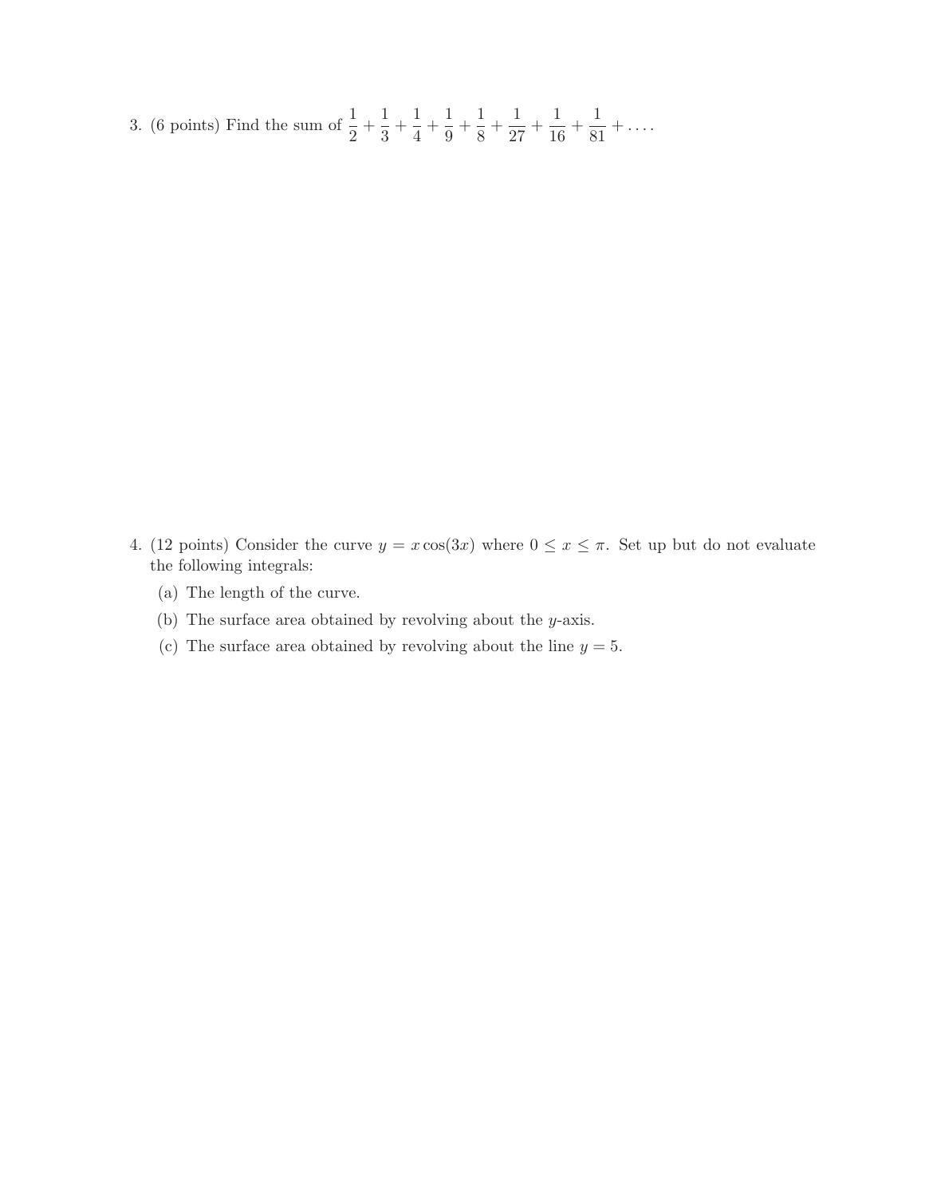3. (6 points) Find the sum of $\dfrac{1}{2} + \dfrac{1}{3} + \dfrac{1}{4} + \dfrac{1}{9} + \dfrac{1}{8} + \dfrac{1}{27} + \dfrac{1}{16} + \dfrac{1}{81} + \dots$.

4. (12 points) Consider the curve $y = x\cos(3x)$ where $0 \leq x \leq \pi$. Set up but do not evaluate the following integrals:

   (a) The length of the curve.

   (b) The surface area obtained by revolving about the $y$-axis.

   (c) The surface area obtained by revolving about the line $y = 5$.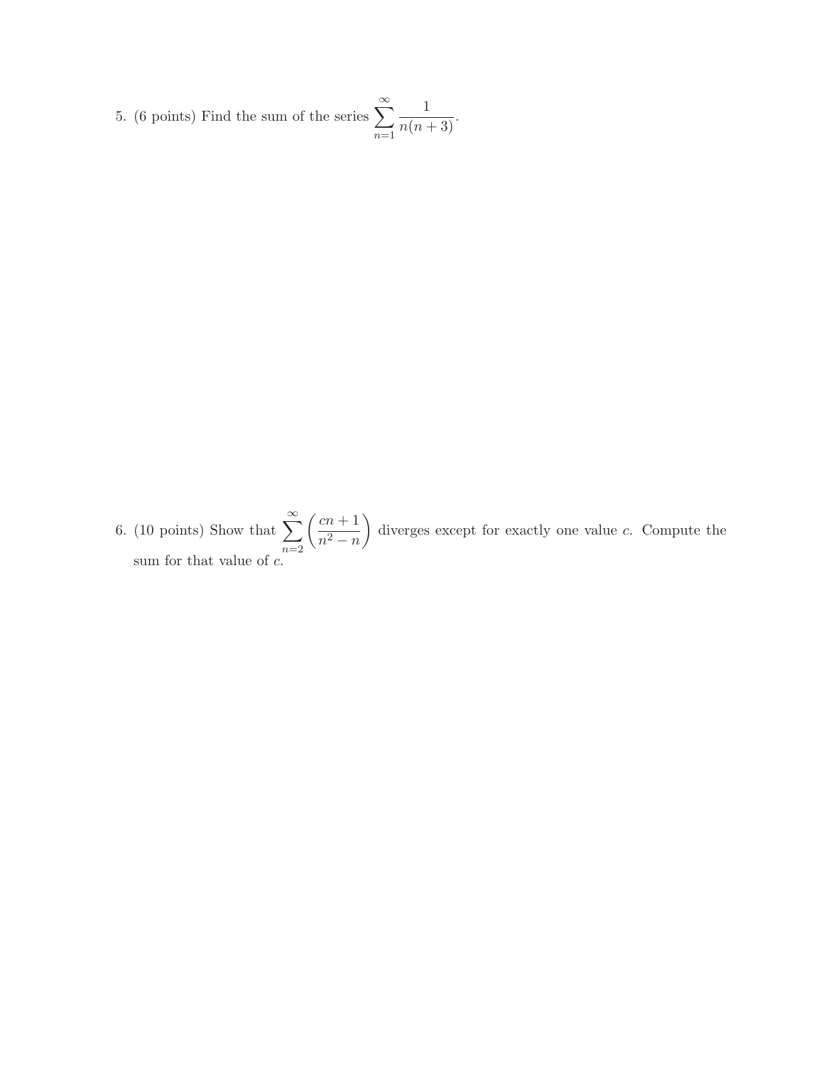5. (6 points) Find the sum of the series $\sum_{n=1}^{\infty} \frac{1}{n(n+3)}$.

6. (10 points) Show that $\sum_{n=2}^{\infty} \left( \frac{cn+1}{n^2-n} \right)$ diverges except for exactly one value $c$. Compute the sum for that value of $c$.